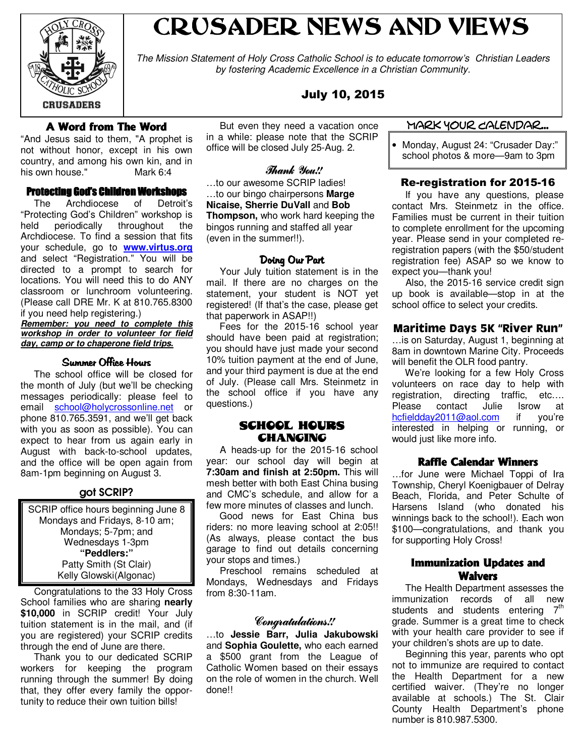# CRUSADER NEWS AND VIEWS

*The Mission Statement of Holy Cross Catholic School is to educate tomorrow's Christian Leaders by fostering Academic Excellence in a Christian Community.*

**July 10, 2015**

## A Word from The Word

"And Jesus said to them, "A prophet is not without honor, except in his own country, and among his own kin, and in his own house." Mark 6:4

## Protecting God's Children Workshops

The Archdiocese of Detroit's "Protecting God's Children" workshop is held periodically throughout the Archdiocese. To find a session that fits your schedule, go to **www.virtus.org** and select "Registration." You will be directed to a prompt to search for locations. You will need this to do ANY classroom or lunchroom volunteering. (Please call DRE Mr. K at 810.765.8300 if you need help registering.)

***Remember: you need to complete this workshop in order to volunteer for field day, camp or to chaperone field trips.***

## Summer Office Hours

The school office will be closed for the month of July (but we'll be checking messages periodically: please feel to email school@holycrossonline.net or phone 810.765.3591, and we'll get back with you as soon as possible). You can expect to hear from us again early in August with back-to-school updates, and the office will be open again from 8am-1pm beginning on August 3.

## got SCRIP?

SCRIP office hours beginning June 8
Mondays and Fridays, 8-10 am;
Mondays; 5-7pm; and
Wednesdays 1-3pm
**"Peddlers:"**
Patty Smith (St Clair)
Kelly Glowski(Algonac)

Congratulations to the 33 Holy Cross School families who are sharing **nearly $10,000** in SCRIP credit! Your July tuition statement is in the mail, and (if you are registered) your SCRIP credits through the end of June are there.

Thank you to our dedicated SCRIP workers for keeping the program running through the summer! By doing that, they offer every family the opportunity to reduce their own tuition bills!

But even they need a vacation once in a while: please note that the SCRIP office will be closed July 25-Aug. 2.

## Thank You!!

…to our awesome SCRIP ladies!
…to our bingo chairpersons **Marge Nicaise, Sherrie DuVall** and **Bob Thompson,** who work hard keeping the bingos running and staffed all year (even in the summer!!).

## Doing Our Part

Your July tuition statement is in the mail. If there are no charges on the statement, your student is NOT yet registered! (If that's the case, please get that paperwork in ASAP!!)

Fees for the 2015-16 school year should have been paid at registration; you should have just made your second 10% tuition payment at the end of June, and your third payment is due at the end of July. (Please call Mrs. Steinmetz in the school office if you have any questions.)

## SCHOOL HOURS CHANGING

A heads-up for the 2015-16 school year: our school day will begin at **7:30am and finish at 2:50pm.** This will mesh better with both East China busing and CMC's schedule, and allow for a few more minutes of classes and lunch.

Good news for East China bus riders: no more leaving school at 2:05!! (As always, please contact the bus garage to find out details concerning your stops and times.)

Preschool remains scheduled at Mondays, Wednesdays and Fridays from 8:30-11am.

## Congratulations!!

…to **Jessie Barr, Julia Jakubowski** and **Sophia Goulette,** who each earned a $500 grant from the League of Catholic Women based on their essays on the role of women in the church. Well done!!

## MARK YOUR CALENDAR…

- Monday, August 24: "Crusader Day:" school photos & more—9am to 3pm

## Re-registration for 2015-16

If you have any questions, please contact Mrs. Steinmetz in the office. Families must be current in their tuition to complete enrollment for the upcoming year. Please send in your completed re-registration papers (with the $50/student registration fee) ASAP so we know to expect you—thank you!

Also, the 2015-16 service credit sign up book is available—stop in at the school office to select your credits.

## Maritime Days 5K "River Run"

…is on Saturday, August 1, beginning at 8am in downtown Marine City. Proceeds will benefit the OLR food pantry.

We're looking for a few Holy Cross volunteers on race day to help with registration, directing traffic, etc…. Please contact Julie Isrow at hcfieldday2011@aol.com if you're interested in helping or running, or would just like more info.

## Raffle Calendar Winners

…for June were Michael Toppi of Ira Township, Cheryl Koenigbauer of Delray Beach, Florida, and Peter Schulte of Harsens Island (who donated his winnings back to the school!). Each won $100—congratulations, and thank you for supporting Holy Cross!

## Immunization Updates and Waivers

The Health Department assesses the immunization records of all new students and students entering 7th grade. Summer is a great time to check with your health care provider to see if your children's shots are up to date.

Beginning this year, parents who opt not to immunize are required to contact the Health Department for a new certified waiver. (They're no longer available at schools.) The St. Clair County Health Department's phone number is 810.987.5300.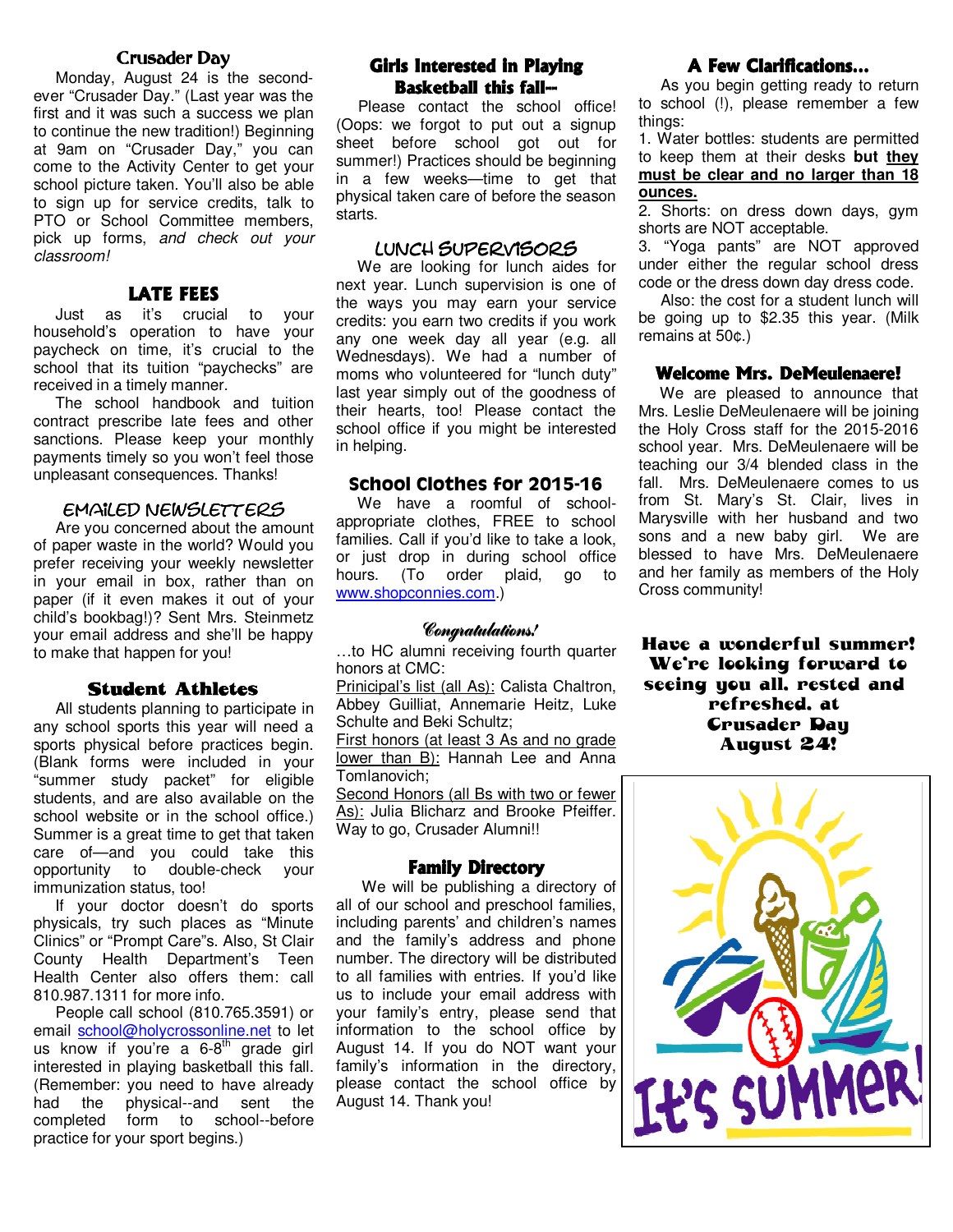## Crusader Day

Monday, August 24 is the second-ever "Crusader Day." (Last year was the first and it was such a success we plan to continue the new tradition!) Beginning at 9am on "Crusader Day," you can come to the Activity Center to get your school picture taken. You'll also be able to sign up for service credits, talk to PTO or School Committee members, pick up forms, *and check out your classroom!*

## LATE FEES

Just as it's crucial to your household's operation to have your paycheck on time, it's crucial to the school that its tuition "paychecks" are received in a timely manner.

The school handbook and tuition contract prescribe late fees and other sanctions. Please keep your monthly payments timely so you won't feel those unpleasant consequences. Thanks!

## EMAILED NEWSLETTERS

Are you concerned about the amount of paper waste in the world? Would you prefer receiving your weekly newsletter in your email in box, rather than on paper (if it even makes it out of your child's bookbag!)? Sent Mrs. Steinmetz your email address and she'll be happy to make that happen for you!

## Student Athletes

All students planning to participate in any school sports this year will need a sports physical before practices begin. (Blank forms were included in your "summer study packet" for eligible students, and are also available on the school website or in the school office.) Summer is a great time to get that taken care of—and you could take this opportunity to double-check your immunization status, too!

If your doctor doesn't do sports physicals, try such places as "Minute Clinics" or "Prompt Care"s. Also, St Clair County Health Department's Teen Health Center also offers them: call 810.987.1311 for more info.

People call school (810.765.3591) or email school@holycrossonline.net to let us know if you're a 6-8th grade girl interested in playing basketball this fall. (Remember: you need to have already had the physical--and sent the completed form to school--before practice for your sport begins.)

## Girls Interested in Playing Basketball this fall--

Please contact the school office! (Oops: we forgot to put out a signup sheet before school got out for summer!) Practices should be beginning in a few weeks—time to get that physical taken care of before the season starts.

## LUNCH SUPERVISORS

We are looking for lunch aides for next year. Lunch supervision is one of the ways you may earn your service credits: you earn two credits if you work any one week day all year (e.g. all Wednesdays). We had a number of moms who volunteered for "lunch duty" last year simply out of the goodness of their hearts, too! Please contact the school office if you might be interested in helping.

## School Clothes for 2015-16

We have a roomful of school-appropriate clothes, FREE to school families. Call if you'd like to take a look, or just drop in during school office hours. (To order plaid, go to www.shopconnies.com.)

## *Congratulations!*

…to HC alumni receiving fourth quarter honors at CMC:

Prinicipal's list (all As): Calista Chaltron, Abbey Guilliat, Annemarie Heitz, Luke Schulte and Beki Schultz;

First honors (at least 3 As and no grade lower than B): Hannah Lee and Anna Tomlanovich;

Second Honors (all Bs with two or fewer As): Julia Blicharz and Brooke Pfeiffer. Way to go, Crusader Alumni!!

## Family Directory

We will be publishing a directory of all of our school and preschool families, including parents' and children's names and the family's address and phone number. The directory will be distributed to all families with entries. If you'd like us to include your email address with your family's entry, please send that information to the school office by August 14. If you do NOT want your family's information in the directory, please contact the school office by August 14. Thank you!

## A Few Clarifications…

As you begin getting ready to return to school (!), please remember a few things:

1. Water bottles: students are permitted to keep them at their desks **but they must be clear and no larger than 18 ounces.**
2. Shorts: on dress down days, gym shorts are NOT acceptable.
3. "Yoga pants" are NOT approved under either the regular school dress code or the dress down day dress code.

Also: the cost for a student lunch will be going up to $2.35 this year. (Milk remains at 50¢.)

## Welcome Mrs. DeMeulenaere!

We are pleased to announce that Mrs. Leslie DeMeulenaere will be joining the Holy Cross staff for the 2015-2016 school year. Mrs. DeMeulenaere will be teaching our 3/4 blended class in the fall. Mrs. DeMeulenaere comes to us from St. Mary's St. Clair, lives in Marysville with her husband and two sons and a new baby girl. We are blessed to have Mrs. DeMeulenaere and her family as members of the Holy Cross community!

**Have a wonderful summer! We're looking forward to seeing you all, rested and refreshed, at Crusader Day August 24!**